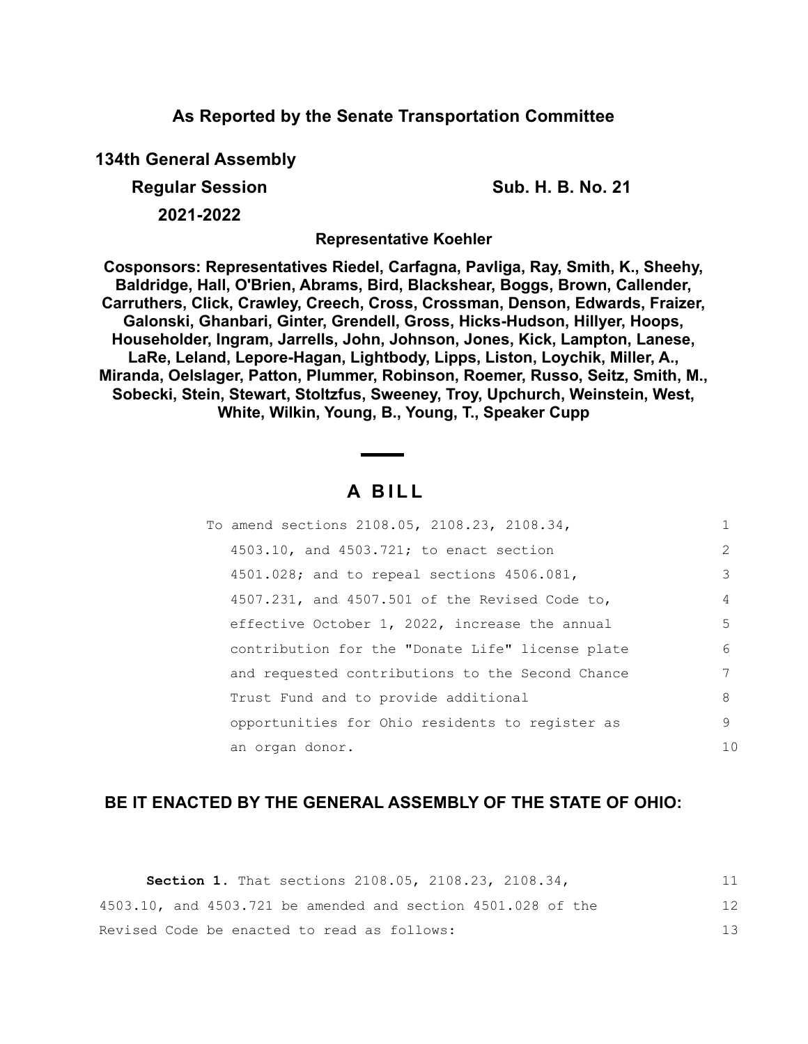**As Reported by the Senate Transportation Committee**

**134th General Assembly**

**Regular Session** **Sub. H. B. No. 21**

**2021-2022**

**Representative Koehler**

**Cosponsors: Representatives Riedel, Carfagna, Pavliga, Ray, Smith, K., Sheehy, Baldridge, Hall, O'Brien, Abrams, Bird, Blackshear, Boggs, Brown, Callender, Carruthers, Click, Crawley, Creech, Cross, Crossman, Denson, Edwards, Fraizer, Galonski, Ghanbari, Ginter, Grendell, Gross, Hicks-Hudson, Hillyer, Hoops, Householder, Ingram, Jarrells, John, Johnson, Jones, Kick, Lampton, Lanese, LaRe, Leland, Lepore-Hagan, Lightbody, Lipps, Liston, Loychik, Miller, A., Miranda, Oelslager, Patton, Plummer, Robinson, Roemer, Russo, Seitz, Smith, M., Sobecki, Stein, Stewart, Stoltzfus, Sweeney, Troy, Upchurch, Weinstein, West, White, Wilkin, Young, B., Young, T., Speaker Cupp**

# A BILL

To amend sections 2108.05, 2108.23, 2108.34, 4503.10, and 4503.721; to enact section 4501.028; and to repeal sections 4506.081, 4507.231, and 4507.501 of the Revised Code to, effective October 1, 2022, increase the annual contribution for the "Donate Life" license plate and requested contributions to the Second Chance Trust Fund and to provide additional opportunities for Ohio residents to register as an organ donor. 1–10

**BE IT ENACTED BY THE GENERAL ASSEMBLY OF THE STATE OF OHIO:**

**Section 1.** That sections 2108.05, 2108.23, 2108.34, 4503.10, and 4503.721 be amended and section 4501.028 of the Revised Code be enacted to read as follows: 11–13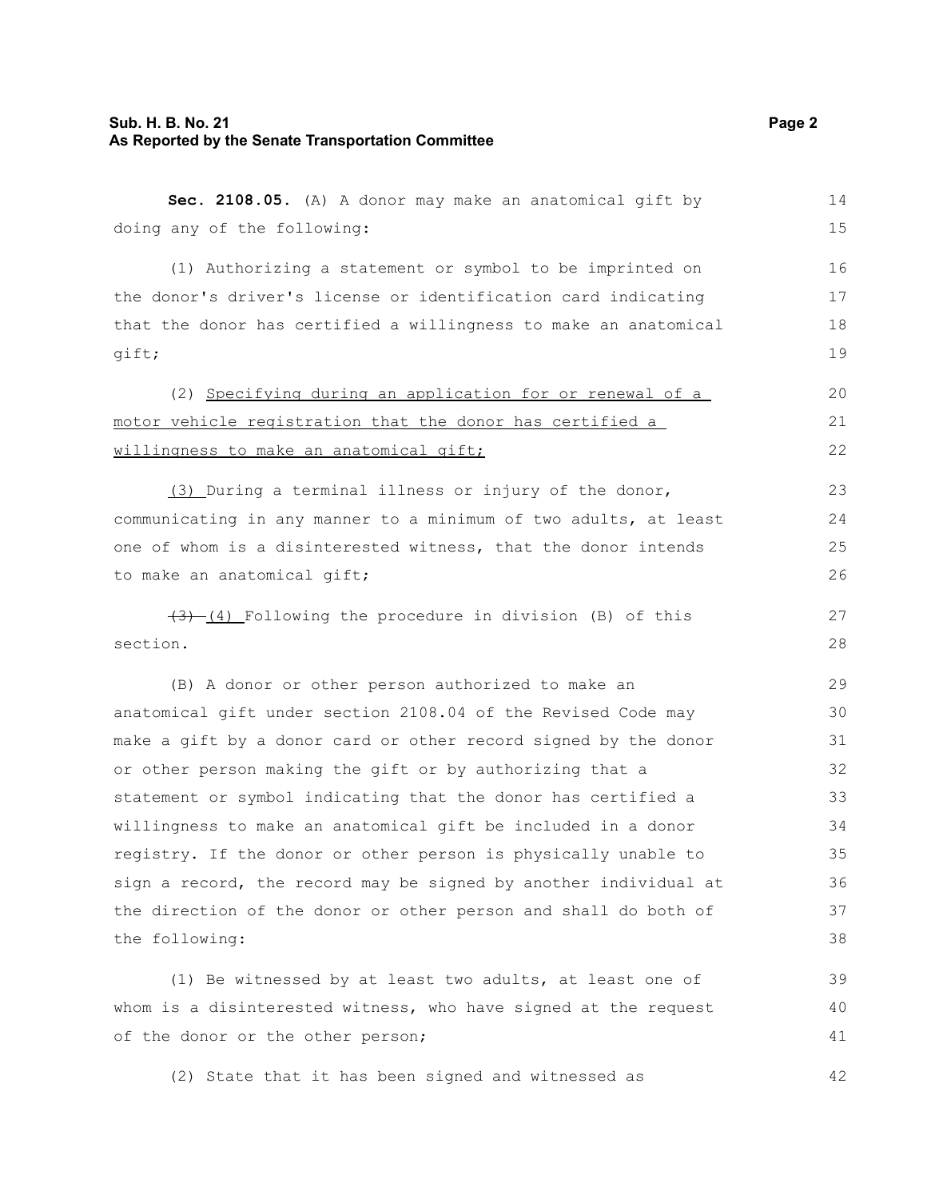**Sec. 2108.05.** (A) A donor may make an anatomical gift by doing any of the following:

(1) Authorizing a statement or symbol to be imprinted on the donor's driver's license or identification card indicating that the donor has certified a willingness to make an anatomical gift;

(2) Specifying during an application for or renewal of a motor vehicle registration that the donor has certified a willingness to make an anatomical gift;

(3) During a terminal illness or injury of the donor, communicating in any manner to a minimum of two adults, at least one of whom is a disinterested witness, that the donor intends to make an anatomical gift;

~~(3)~~ (4) Following the procedure in division (B) of this section.

(B) A donor or other person authorized to make an anatomical gift under section 2108.04 of the Revised Code may make a gift by a donor card or other record signed by the donor or other person making the gift or by authorizing that a statement or symbol indicating that the donor has certified a willingness to make an anatomical gift be included in a donor registry. If the donor or other person is physically unable to sign a record, the record may be signed by another individual at the direction of the donor or other person and shall do both of the following:

(1) Be witnessed by at least two adults, at least one of whom is a disinterested witness, who have signed at the request of the donor or the other person;

(2) State that it has been signed and witnessed as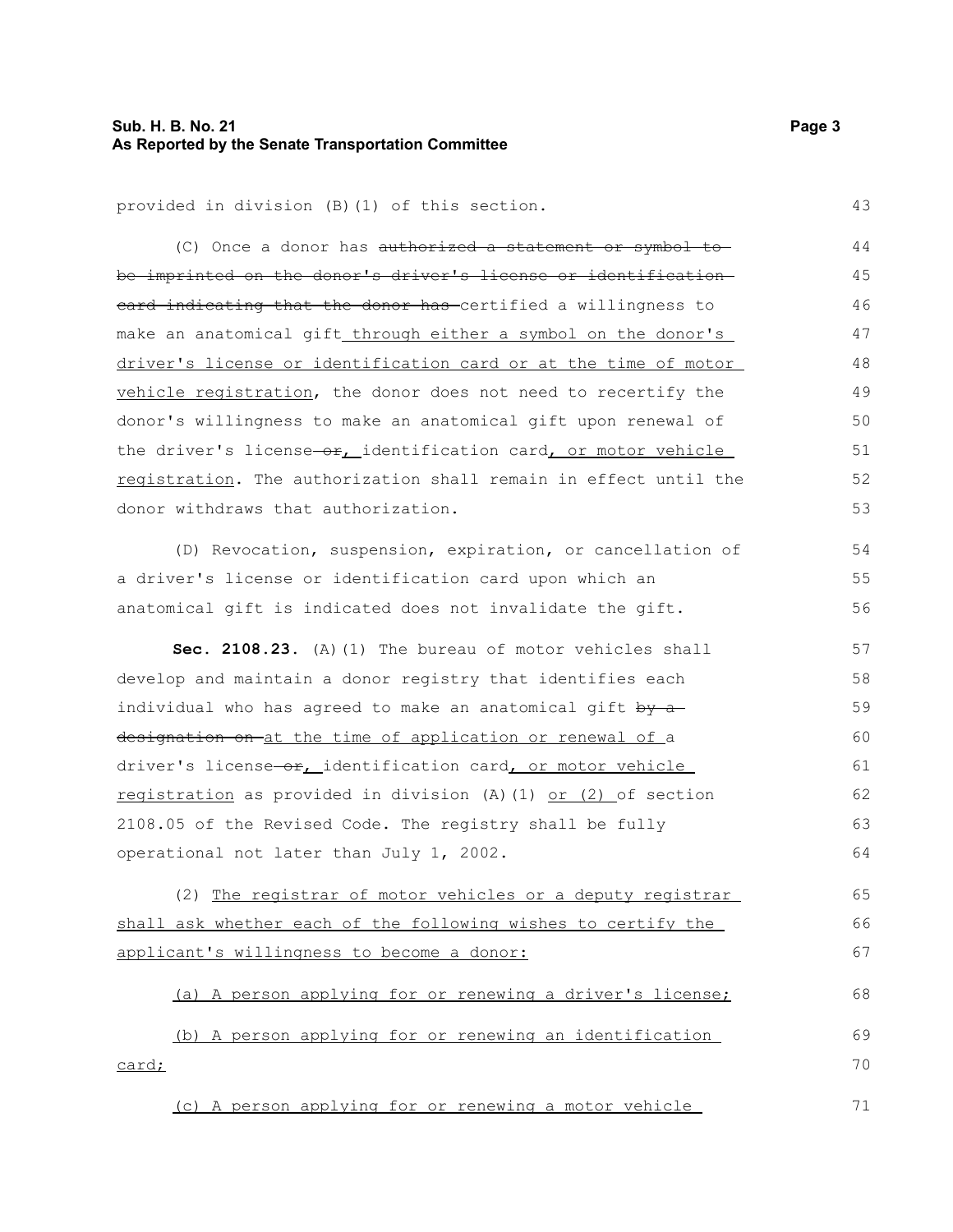provided in division (B)(1) of this section.

(C) Once a donor has ~~authorized a statement or symbol to be imprinted on the donor's driver's license or identification card indicating that the donor has~~ certified a willingness to make an anatomical gift <u>through either a symbol on the donor's driver's license or identification card or at the time of motor vehicle registration</u>, the donor does not need to recertify the donor's willingness to make an anatomical gift upon renewal of the driver's license ~~or~~<u>,</u> identification card<u>, or motor vehicle registration</u>. The authorization shall remain in effect until the donor withdraws that authorization.

(D) Revocation, suspension, expiration, or cancellation of a driver's license or identification card upon which an anatomical gift is indicated does not invalidate the gift.

**Sec. 2108.23.** (A)(1) The bureau of motor vehicles shall develop and maintain a donor registry that identifies each individual who has agreed to make an anatomical gift ~~by a designation on~~ <u>at the time of application or renewal of</u> a driver's license ~~or~~<u>,</u> identification card<u>, or motor vehicle registration</u> as provided in division (A)(1) <u>or (2)</u> of section 2108.05 of the Revised Code. The registry shall be fully operational not later than July 1, 2002.

(2) <u>The registrar of motor vehicles or a deputy registrar shall ask whether each of the following wishes to certify the applicant's willingness to become a donor:</u>

<u>(a) A person applying for or renewing a driver's license;</u>

<u>(b) A person applying for or renewing an identification card;</u>

<u>(c) A person applying for or renewing a motor vehicle</u>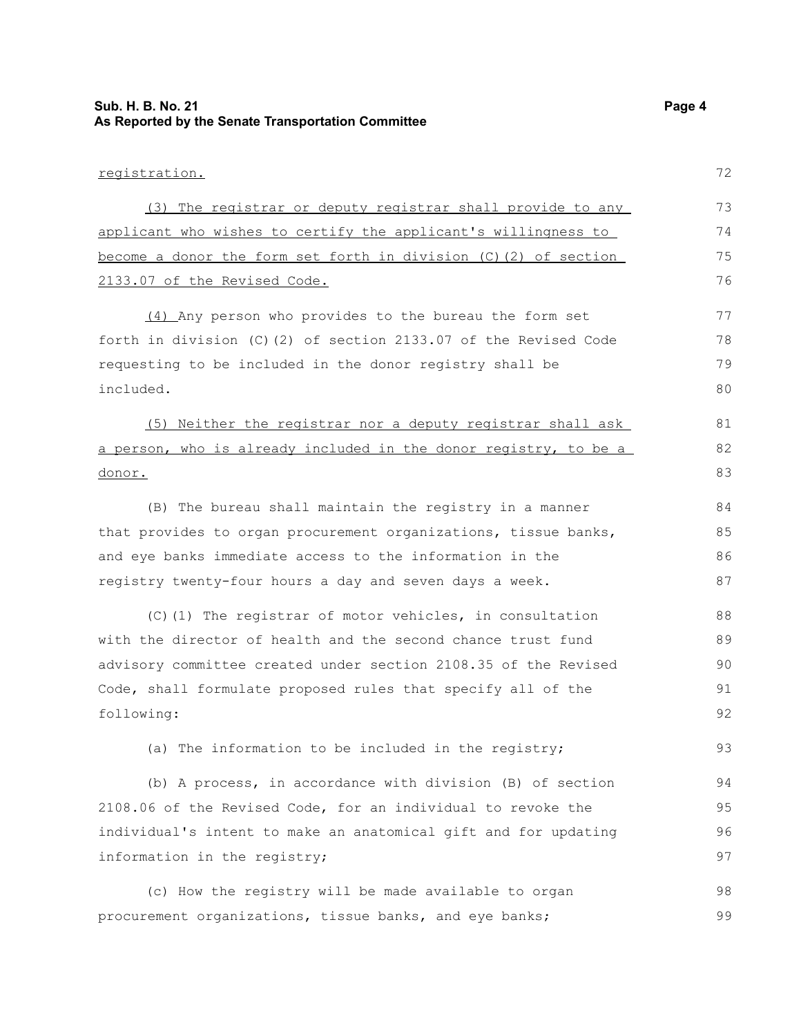registration.

(3) The registrar or deputy registrar shall provide to any applicant who wishes to certify the applicant's willingness to become a donor the form set forth in division (C)(2) of section 2133.07 of the Revised Code.

(4) Any person who provides to the bureau the form set forth in division (C)(2) of section 2133.07 of the Revised Code requesting to be included in the donor registry shall be included.

(5) Neither the registrar nor a deputy registrar shall ask a person, who is already included in the donor registry, to be a donor.

(B) The bureau shall maintain the registry in a manner that provides to organ procurement organizations, tissue banks, and eye banks immediate access to the information in the registry twenty-four hours a day and seven days a week.

(C)(1) The registrar of motor vehicles, in consultation with the director of health and the second chance trust fund advisory committee created under section 2108.35 of the Revised Code, shall formulate proposed rules that specify all of the following:

(a) The information to be included in the registry;

(b) A process, in accordance with division (B) of section 2108.06 of the Revised Code, for an individual to revoke the individual's intent to make an anatomical gift and for updating information in the registry;

(c) How the registry will be made available to organ procurement organizations, tissue banks, and eye banks;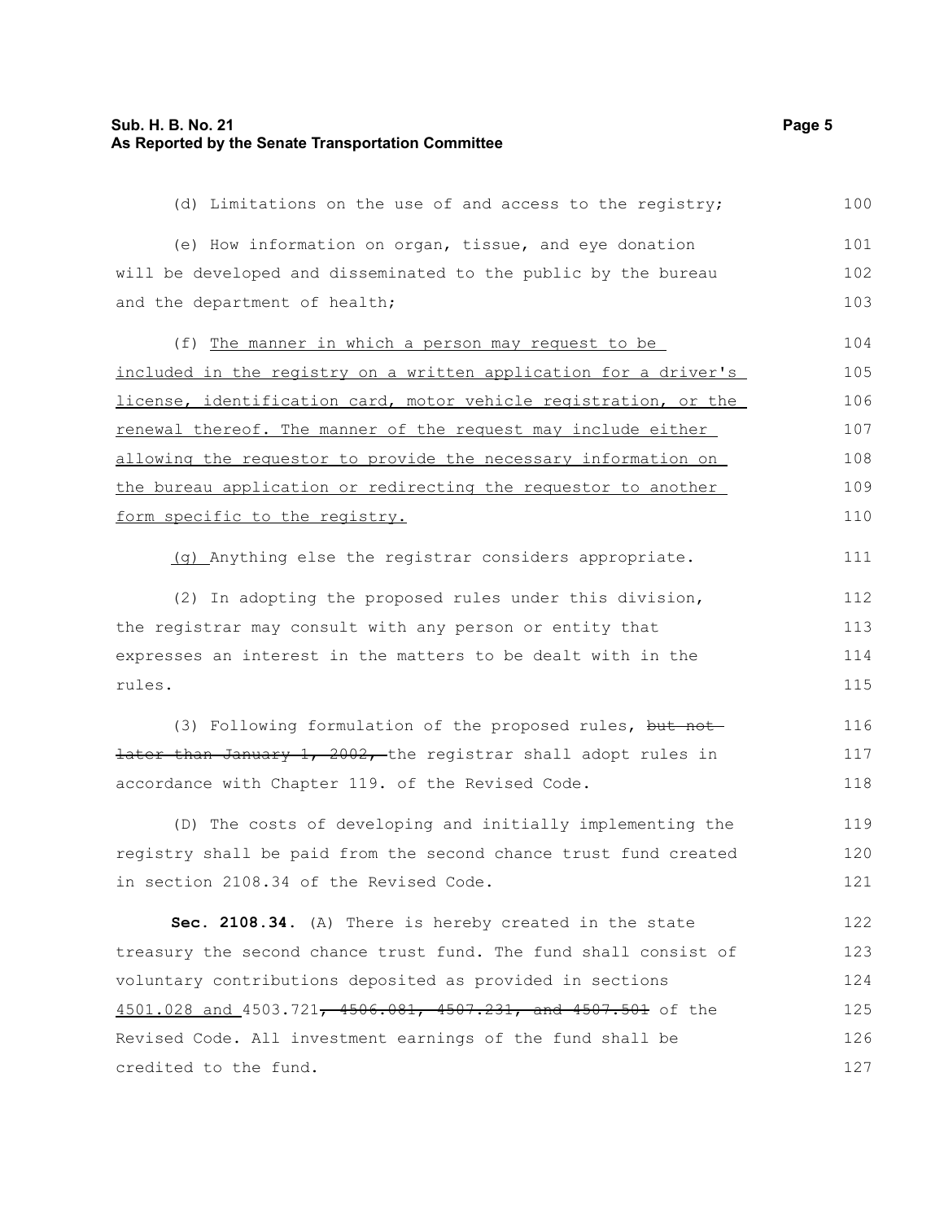(d) Limitations on the use of and access to the registry;

(e) How information on organ, tissue, and eye donation will be developed and disseminated to the public by the bureau and the department of health;

(f) The manner in which a person may request to be included in the registry on a written application for a driver's license, identification card, motor vehicle registration, or the renewal thereof. The manner of the request may include either allowing the requestor to provide the necessary information on the bureau application or redirecting the requestor to another form specific to the registry.

(g) Anything else the registrar considers appropriate.

(2) In adopting the proposed rules under this division, the registrar may consult with any person or entity that expresses an interest in the matters to be dealt with in the rules.

(3) Following formulation of the proposed rules, ~~but not later than January 1, 2002,~~ the registrar shall adopt rules in accordance with Chapter 119. of the Revised Code.

(D) The costs of developing and initially implementing the registry shall be paid from the second chance trust fund created in section 2108.34 of the Revised Code.

**Sec. 2108.34.** (A) There is hereby created in the state treasury the second chance trust fund. The fund shall consist of voluntary contributions deposited as provided in sections 4501.028 and 4503.721~~, 4506.081, 4507.231, and 4507.501~~ of the Revised Code. All investment earnings of the fund shall be credited to the fund.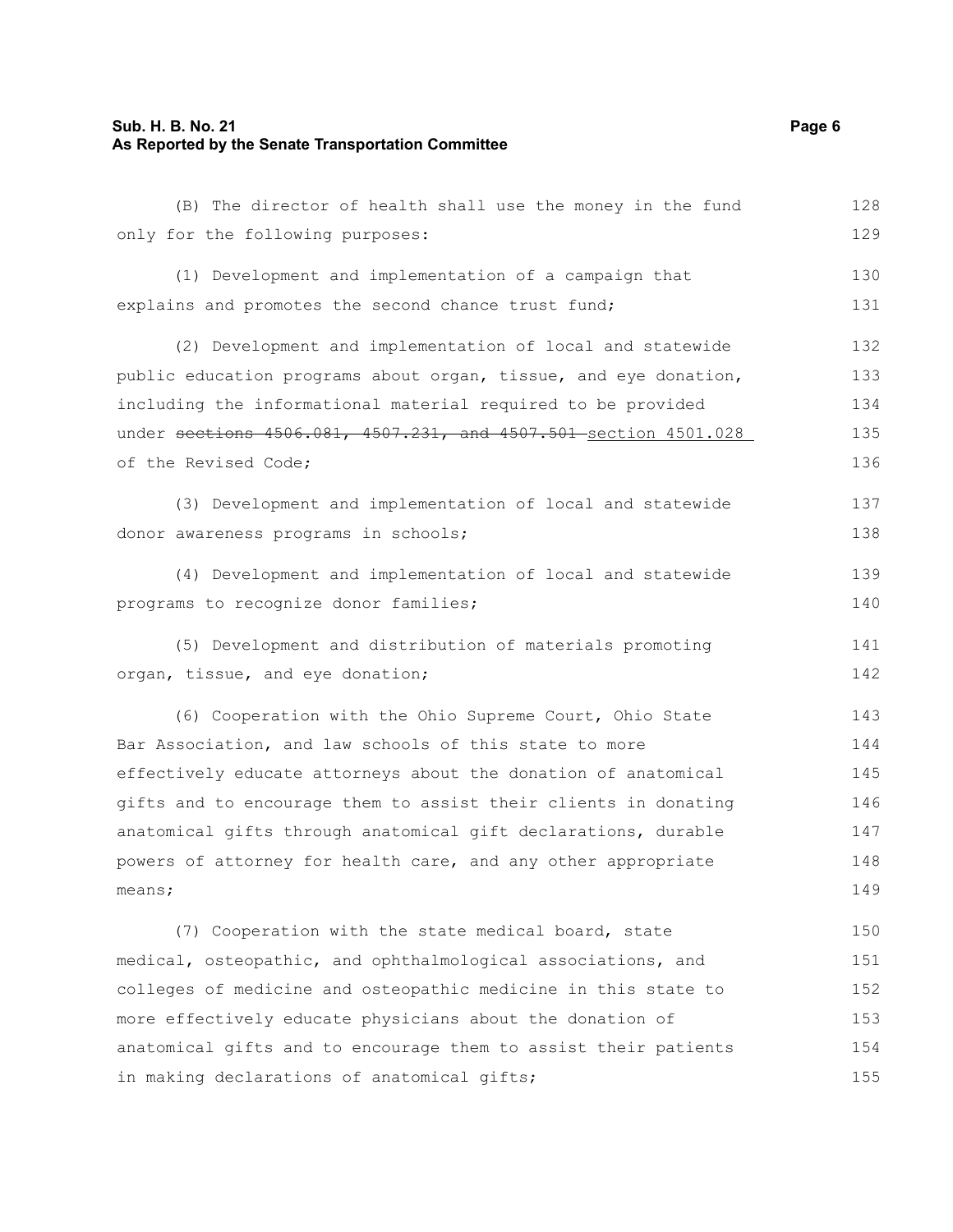(B) The director of health shall use the money in the fund only for the following purposes:

(1) Development and implementation of a campaign that explains and promotes the second chance trust fund;

(2) Development and implementation of local and statewide public education programs about organ, tissue, and eye donation, including the informational material required to be provided under ~~sections 4506.081, 4507.231, and 4507.501~~ section 4501.028 of the Revised Code;

(3) Development and implementation of local and statewide donor awareness programs in schools;

(4) Development and implementation of local and statewide programs to recognize donor families;

(5) Development and distribution of materials promoting organ, tissue, and eye donation;

(6) Cooperation with the Ohio Supreme Court, Ohio State Bar Association, and law schools of this state to more effectively educate attorneys about the donation of anatomical gifts and to encourage them to assist their clients in donating anatomical gifts through anatomical gift declarations, durable powers of attorney for health care, and any other appropriate means;

(7) Cooperation with the state medical board, state medical, osteopathic, and ophthalmological associations, and colleges of medicine and osteopathic medicine in this state to more effectively educate physicians about the donation of anatomical gifts and to encourage them to assist their patients in making declarations of anatomical gifts;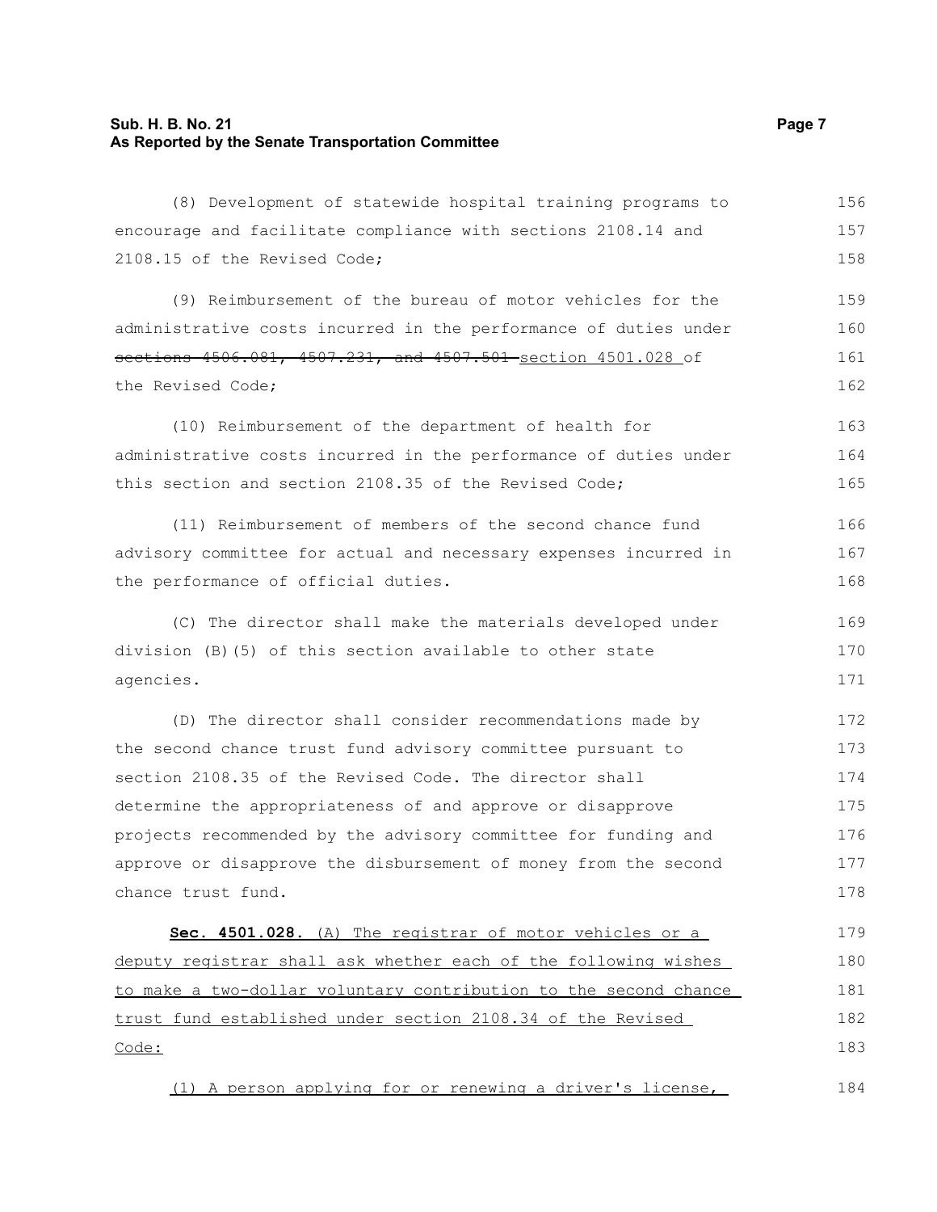(8) Development of statewide hospital training programs to encourage and facilitate compliance with sections 2108.14 and 2108.15 of the Revised Code;

(9) Reimbursement of the bureau of motor vehicles for the administrative costs incurred in the performance of duties under ~~sections 4506.081, 4507.231, and 4507.501~~ section 4501.028 of the Revised Code;

(10) Reimbursement of the department of health for administrative costs incurred in the performance of duties under this section and section 2108.35 of the Revised Code;

(11) Reimbursement of members of the second chance fund advisory committee for actual and necessary expenses incurred in the performance of official duties.

(C) The director shall make the materials developed under division (B)(5) of this section available to other state agencies.

(D) The director shall consider recommendations made by the second chance trust fund advisory committee pursuant to section 2108.35 of the Revised Code. The director shall determine the appropriateness of and approve or disapprove projects recommended by the advisory committee for funding and approve or disapprove the disbursement of money from the second chance trust fund.

**Sec. 4501.028.** (A) The registrar of motor vehicles or a deputy registrar shall ask whether each of the following wishes to make a two-dollar voluntary contribution to the second chance trust fund established under section 2108.34 of the Revised Code:

(1) A person applying for or renewing a driver's license,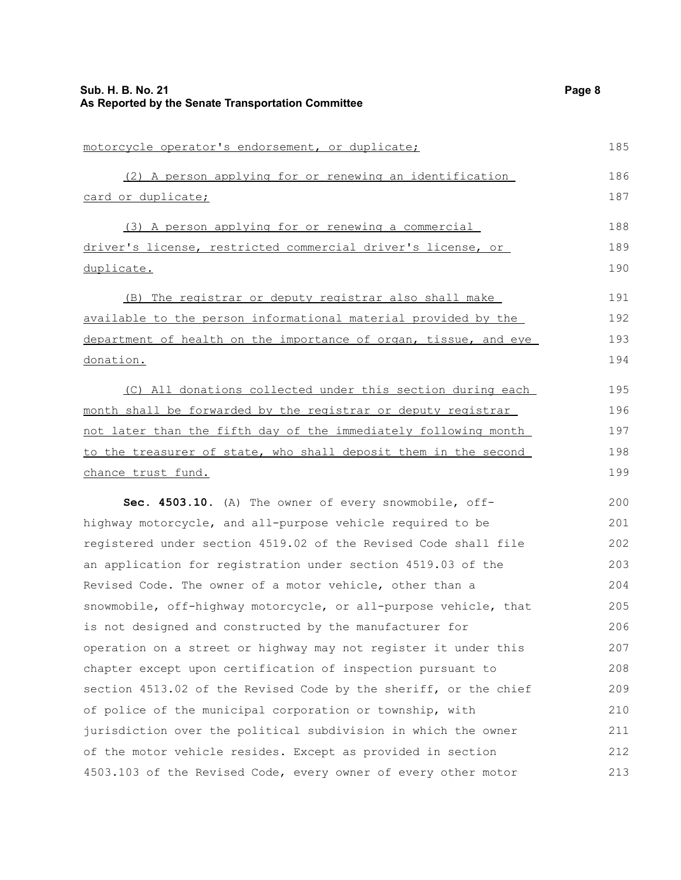motorcycle operator's endorsement, or duplicate;

(2) A person applying for or renewing an identification card or duplicate;

(3) A person applying for or renewing a commercial driver's license, restricted commercial driver's license, or duplicate.

(B) The registrar or deputy registrar also shall make available to the person informational material provided by the department of health on the importance of organ, tissue, and eye donation.

(C) All donations collected under this section during each month shall be forwarded by the registrar or deputy registrar not later than the fifth day of the immediately following month to the treasurer of state, who shall deposit them in the second chance trust fund.

**Sec. 4503.10.** (A) The owner of every snowmobile, off-highway motorcycle, and all-purpose vehicle required to be registered under section 4519.02 of the Revised Code shall file an application for registration under section 4519.03 of the Revised Code. The owner of a motor vehicle, other than a snowmobile, off-highway motorcycle, or all-purpose vehicle, that is not designed and constructed by the manufacturer for operation on a street or highway may not register it under this chapter except upon certification of inspection pursuant to section 4513.02 of the Revised Code by the sheriff, or the chief of police of the municipal corporation or township, with jurisdiction over the political subdivision in which the owner of the motor vehicle resides. Except as provided in section 4503.103 of the Revised Code, every owner of every other motor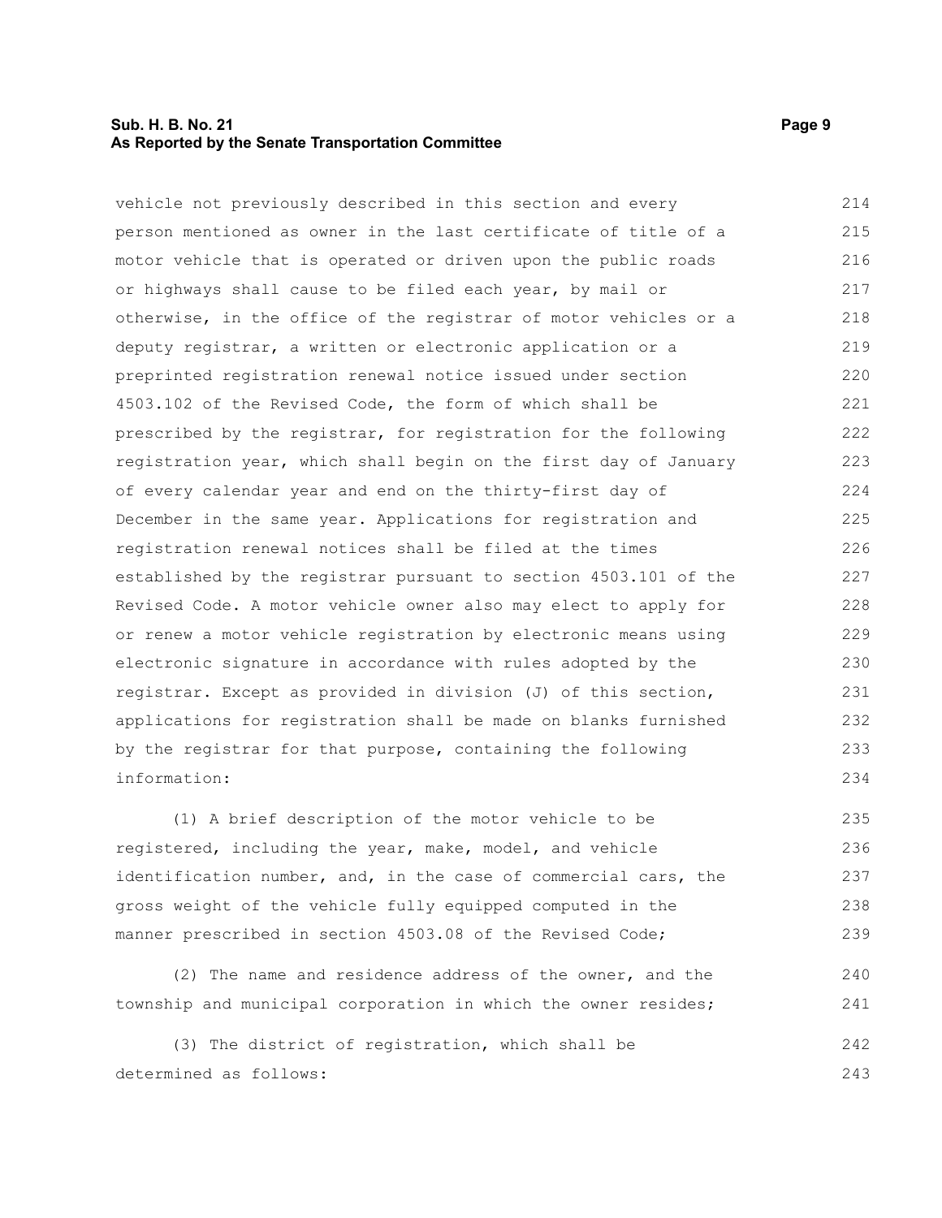vehicle not previously described in this section and every person mentioned as owner in the last certificate of title of a motor vehicle that is operated or driven upon the public roads or highways shall cause to be filed each year, by mail or otherwise, in the office of the registrar of motor vehicles or a deputy registrar, a written or electronic application or a preprinted registration renewal notice issued under section 4503.102 of the Revised Code, the form of which shall be prescribed by the registrar, for registration for the following registration year, which shall begin on the first day of January of every calendar year and end on the thirty-first day of December in the same year. Applications for registration and registration renewal notices shall be filed at the times established by the registrar pursuant to section 4503.101 of the Revised Code. A motor vehicle owner also may elect to apply for or renew a motor vehicle registration by electronic means using electronic signature in accordance with rules adopted by the registrar. Except as provided in division (J) of this section, applications for registration shall be made on blanks furnished by the registrar for that purpose, containing the following information:

(1) A brief description of the motor vehicle to be registered, including the year, make, model, and vehicle identification number, and, in the case of commercial cars, the gross weight of the vehicle fully equipped computed in the manner prescribed in section 4503.08 of the Revised Code;

(2) The name and residence address of the owner, and the township and municipal corporation in which the owner resides;

(3) The district of registration, which shall be determined as follows: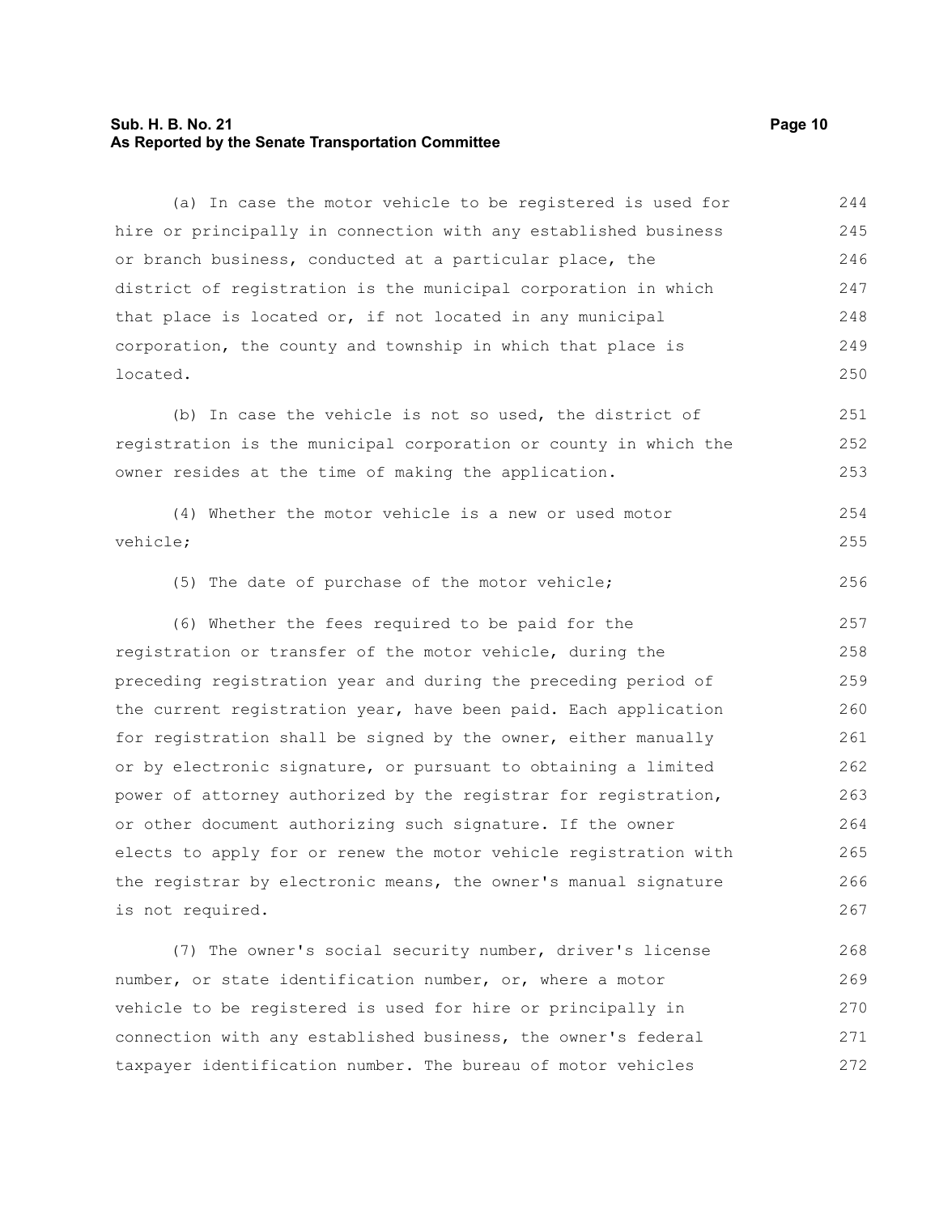(a) In case the motor vehicle to be registered is used for hire or principally in connection with any established business or branch business, conducted at a particular place, the district of registration is the municipal corporation in which that place is located or, if not located in any municipal corporation, the county and township in which that place is located.

(b) In case the vehicle is not so used, the district of registration is the municipal corporation or county in which the owner resides at the time of making the application.

(4) Whether the motor vehicle is a new or used motor vehicle;

(5) The date of purchase of the motor vehicle;

(6) Whether the fees required to be paid for the registration or transfer of the motor vehicle, during the preceding registration year and during the preceding period of the current registration year, have been paid. Each application for registration shall be signed by the owner, either manually or by electronic signature, or pursuant to obtaining a limited power of attorney authorized by the registrar for registration, or other document authorizing such signature. If the owner elects to apply for or renew the motor vehicle registration with the registrar by electronic means, the owner's manual signature is not required.

(7) The owner's social security number, driver's license number, or state identification number, or, where a motor vehicle to be registered is used for hire or principally in connection with any established business, the owner's federal taxpayer identification number. The bureau of motor vehicles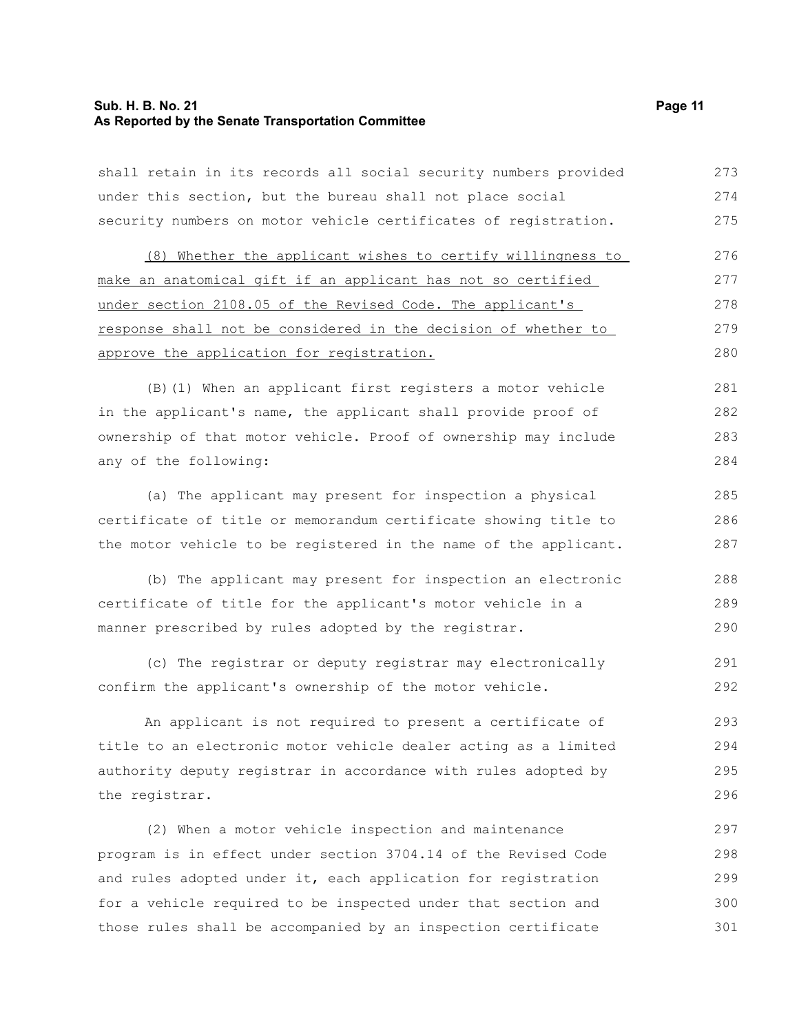shall retain in its records all social security numbers provided under this section, but the bureau shall not place social security numbers on motor vehicle certificates of registration.

(8) Whether the applicant wishes to certify willingness to make an anatomical gift if an applicant has not so certified under section 2108.05 of the Revised Code. The applicant's response shall not be considered in the decision of whether to approve the application for registration.

(B)(1) When an applicant first registers a motor vehicle in the applicant's name, the applicant shall provide proof of ownership of that motor vehicle. Proof of ownership may include any of the following:

(a) The applicant may present for inspection a physical certificate of title or memorandum certificate showing title to the motor vehicle to be registered in the name of the applicant.

(b) The applicant may present for inspection an electronic certificate of title for the applicant's motor vehicle in a manner prescribed by rules adopted by the registrar.

(c) The registrar or deputy registrar may electronically confirm the applicant's ownership of the motor vehicle.

An applicant is not required to present a certificate of title to an electronic motor vehicle dealer acting as a limited authority deputy registrar in accordance with rules adopted by the registrar.

(2) When a motor vehicle inspection and maintenance program is in effect under section 3704.14 of the Revised Code and rules adopted under it, each application for registration for a vehicle required to be inspected under that section and those rules shall be accompanied by an inspection certificate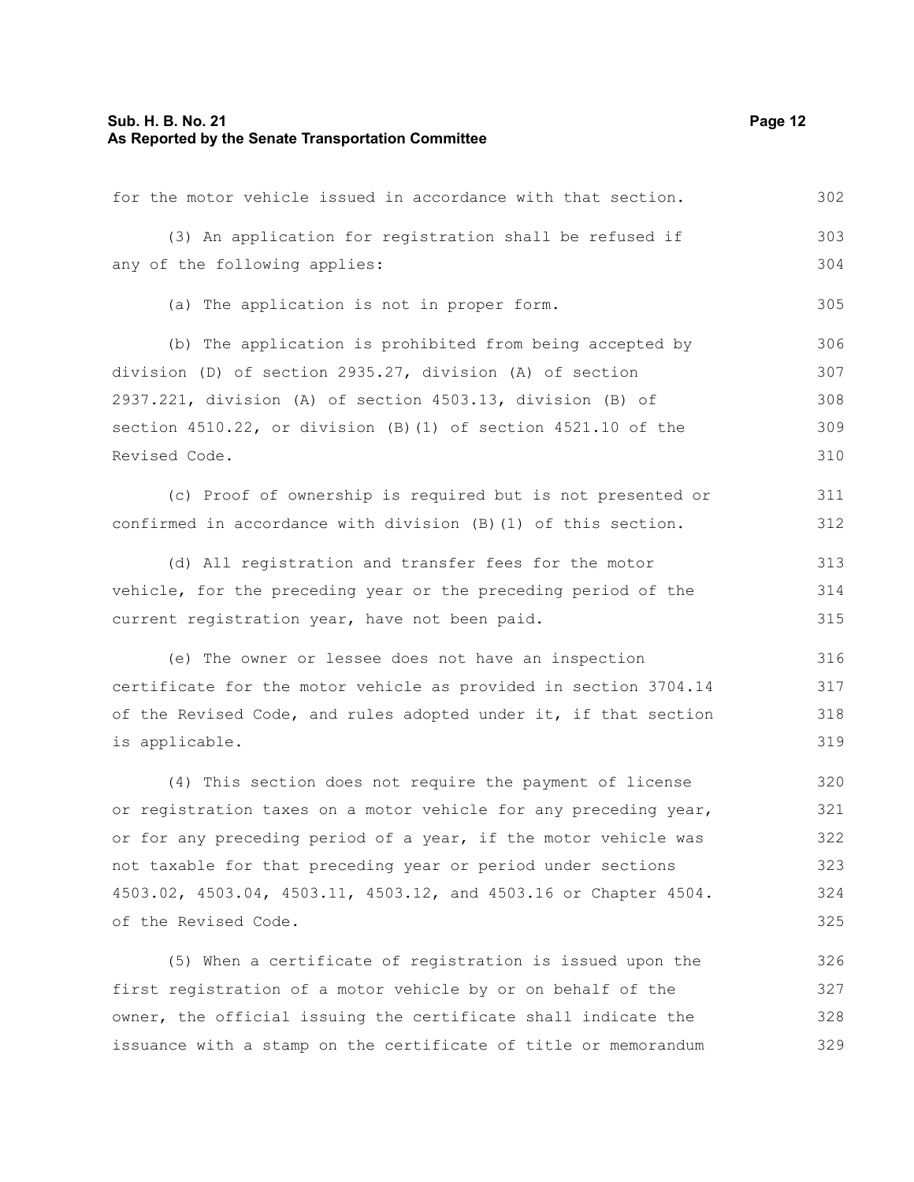for the motor vehicle issued in accordance with that section.

(3) An application for registration shall be refused if any of the following applies:

(a) The application is not in proper form.

(b) The application is prohibited from being accepted by division (D) of section 2935.27, division (A) of section 2937.221, division (A) of section 4503.13, division (B) of section 4510.22, or division (B)(1) of section 4521.10 of the Revised Code.

(c) Proof of ownership is required but is not presented or confirmed in accordance with division (B)(1) of this section.

(d) All registration and transfer fees for the motor vehicle, for the preceding year or the preceding period of the current registration year, have not been paid.

(e) The owner or lessee does not have an inspection certificate for the motor vehicle as provided in section 3704.14 of the Revised Code, and rules adopted under it, if that section is applicable.

(4) This section does not require the payment of license or registration taxes on a motor vehicle for any preceding year, or for any preceding period of a year, if the motor vehicle was not taxable for that preceding year or period under sections 4503.02, 4503.04, 4503.11, 4503.12, and 4503.16 or Chapter 4504. of the Revised Code.

(5) When a certificate of registration is issued upon the first registration of a motor vehicle by or on behalf of the owner, the official issuing the certificate shall indicate the issuance with a stamp on the certificate of title or memorandum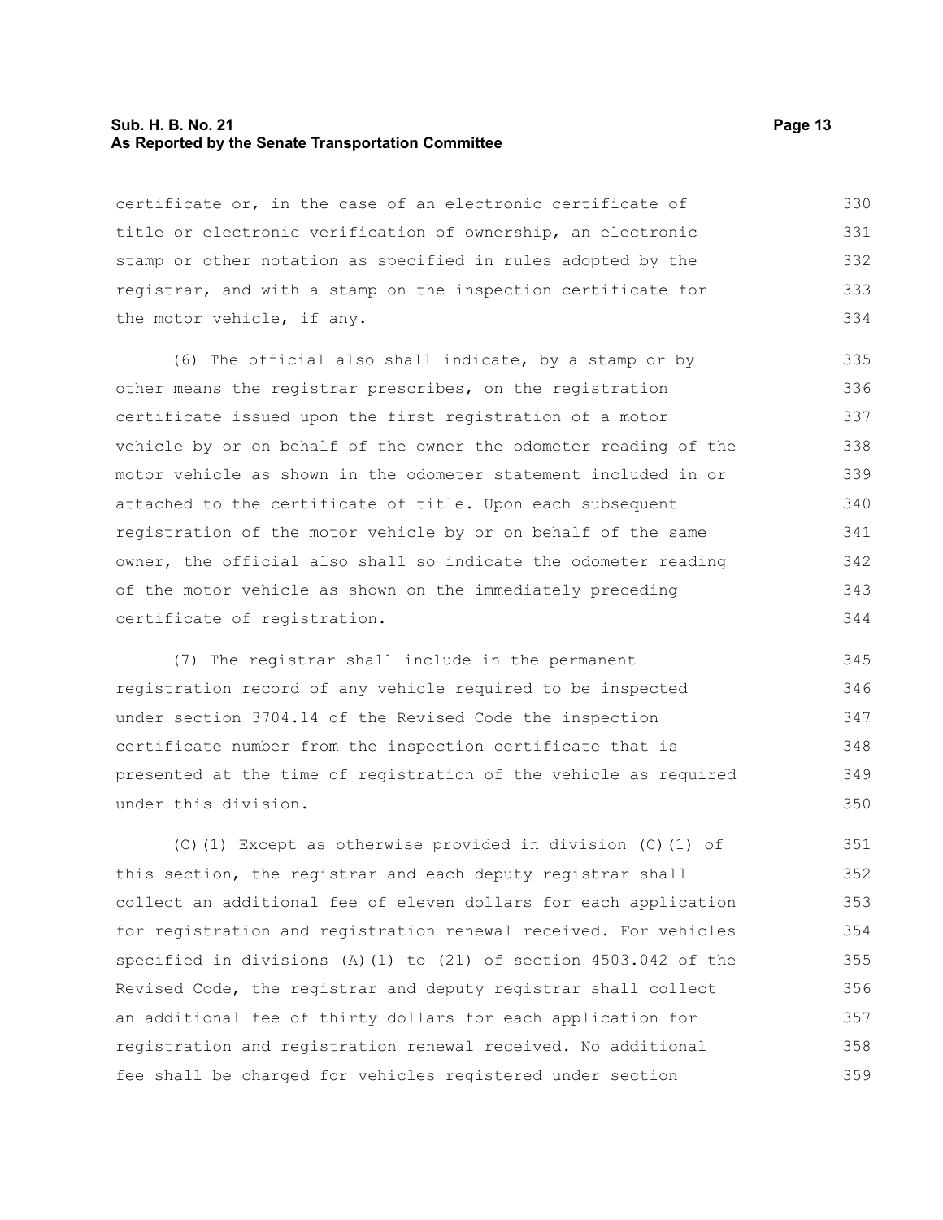certificate or, in the case of an electronic certificate of title or electronic verification of ownership, an electronic stamp or other notation as specified in rules adopted by the registrar, and with a stamp on the inspection certificate for the motor vehicle, if any.

(6) The official also shall indicate, by a stamp or by other means the registrar prescribes, on the registration certificate issued upon the first registration of a motor vehicle by or on behalf of the owner the odometer reading of the motor vehicle as shown in the odometer statement included in or attached to the certificate of title. Upon each subsequent registration of the motor vehicle by or on behalf of the same owner, the official also shall so indicate the odometer reading of the motor vehicle as shown on the immediately preceding certificate of registration.

(7) The registrar shall include in the permanent registration record of any vehicle required to be inspected under section 3704.14 of the Revised Code the inspection certificate number from the inspection certificate that is presented at the time of registration of the vehicle as required under this division.

(C)(1) Except as otherwise provided in division (C)(1) of this section, the registrar and each deputy registrar shall collect an additional fee of eleven dollars for each application for registration and registration renewal received. For vehicles specified in divisions (A)(1) to (21) of section 4503.042 of the Revised Code, the registrar and deputy registrar shall collect an additional fee of thirty dollars for each application for registration and registration renewal received. No additional fee shall be charged for vehicles registered under section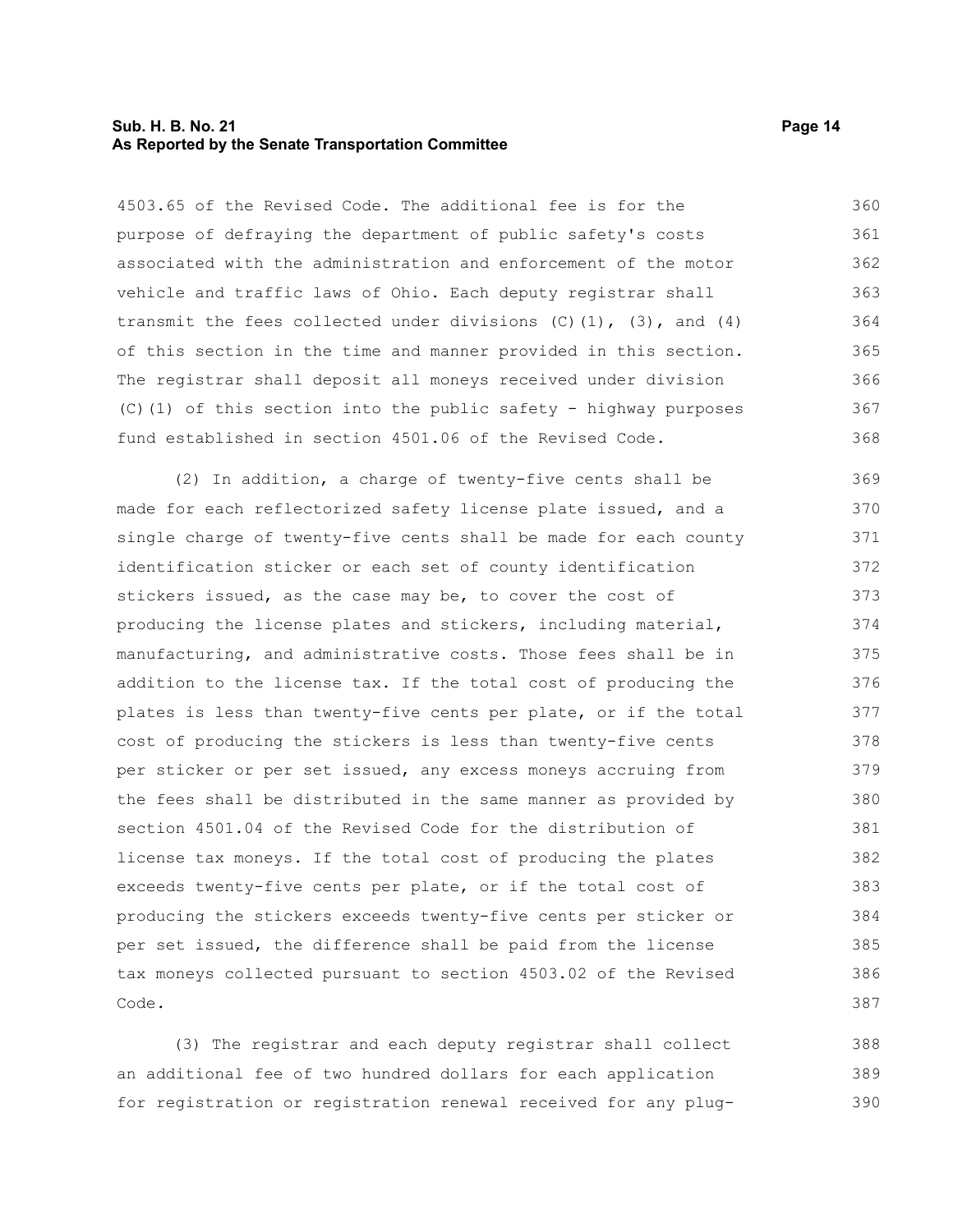4503.65 of the Revised Code. The additional fee is for the purpose of defraying the department of public safety's costs associated with the administration and enforcement of the motor vehicle and traffic laws of Ohio. Each deputy registrar shall transmit the fees collected under divisions (C)(1), (3), and (4) of this section in the time and manner provided in this section. The registrar shall deposit all moneys received under division (C)(1) of this section into the public safety - highway purposes fund established in section 4501.06 of the Revised Code.

(2) In addition, a charge of twenty-five cents shall be made for each reflectorized safety license plate issued, and a single charge of twenty-five cents shall be made for each county identification sticker or each set of county identification stickers issued, as the case may be, to cover the cost of producing the license plates and stickers, including material, manufacturing, and administrative costs. Those fees shall be in addition to the license tax. If the total cost of producing the plates is less than twenty-five cents per plate, or if the total cost of producing the stickers is less than twenty-five cents per sticker or per set issued, any excess moneys accruing from the fees shall be distributed in the same manner as provided by section 4501.04 of the Revised Code for the distribution of license tax moneys. If the total cost of producing the plates exceeds twenty-five cents per plate, or if the total cost of producing the stickers exceeds twenty-five cents per sticker or per set issued, the difference shall be paid from the license tax moneys collected pursuant to section 4503.02 of the Revised Code.

(3) The registrar and each deputy registrar shall collect an additional fee of two hundred dollars for each application for registration or registration renewal received for any plug-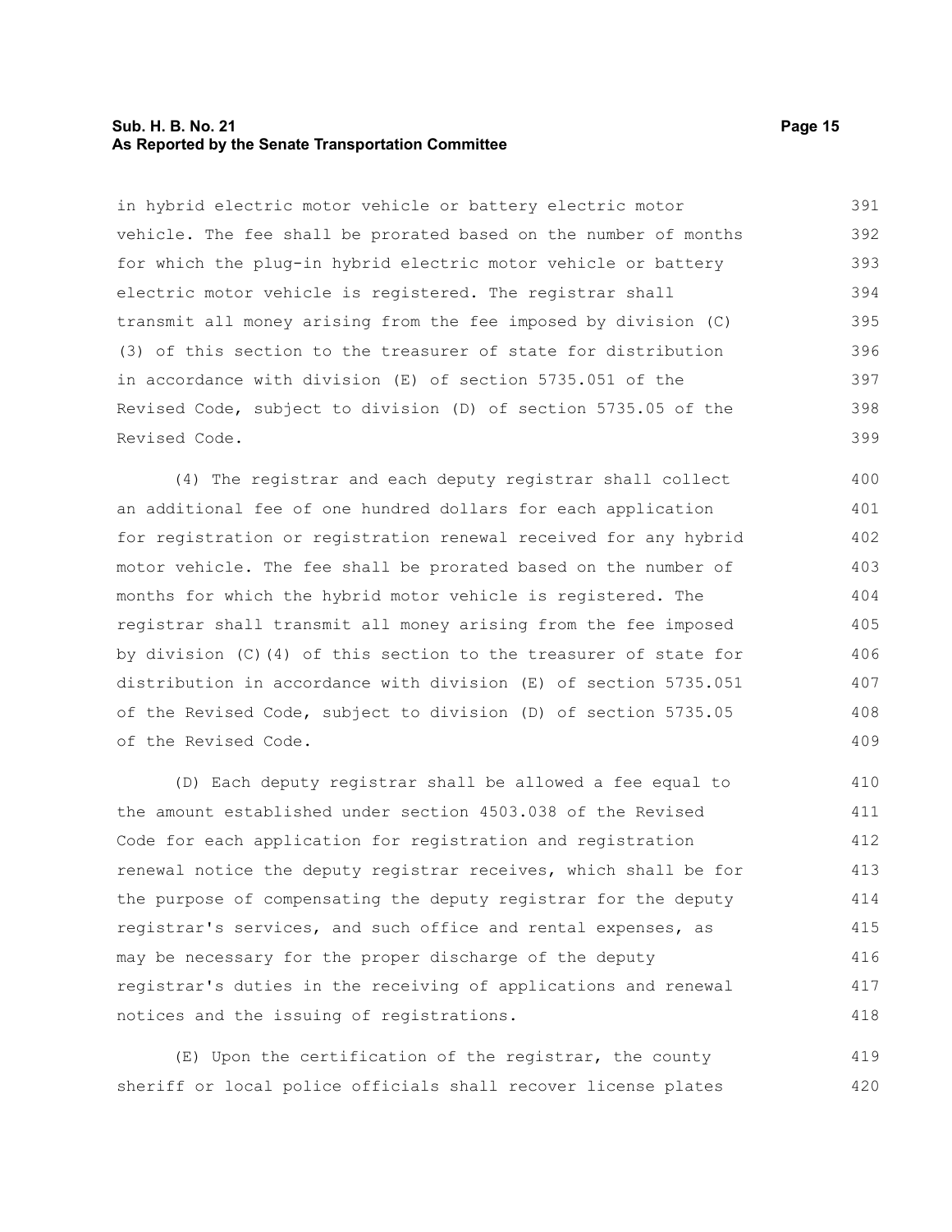in hybrid electric motor vehicle or battery electric motor vehicle. The fee shall be prorated based on the number of months for which the plug-in hybrid electric motor vehicle or battery electric motor vehicle is registered. The registrar shall transmit all money arising from the fee imposed by division (C)(3) of this section to the treasurer of state for distribution in accordance with division (E) of section 5735.051 of the Revised Code, subject to division (D) of section 5735.05 of the Revised Code.

(4) The registrar and each deputy registrar shall collect an additional fee of one hundred dollars for each application for registration or registration renewal received for any hybrid motor vehicle. The fee shall be prorated based on the number of months for which the hybrid motor vehicle is registered. The registrar shall transmit all money arising from the fee imposed by division (C)(4) of this section to the treasurer of state for distribution in accordance with division (E) of section 5735.051 of the Revised Code, subject to division (D) of section 5735.05 of the Revised Code.

(D) Each deputy registrar shall be allowed a fee equal to the amount established under section 4503.038 of the Revised Code for each application for registration and registration renewal notice the deputy registrar receives, which shall be for the purpose of compensating the deputy registrar for the deputy registrar's services, and such office and rental expenses, as may be necessary for the proper discharge of the deputy registrar's duties in the receiving of applications and renewal notices and the issuing of registrations.

(E) Upon the certification of the registrar, the county sheriff or local police officials shall recover license plates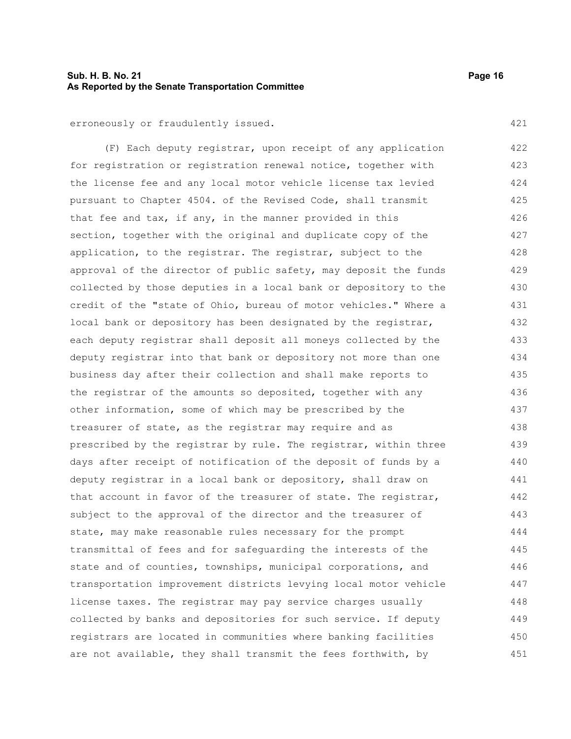erroneously or fraudulently issued.

(F) Each deputy registrar, upon receipt of any application for registration or registration renewal notice, together with the license fee and any local motor vehicle license tax levied pursuant to Chapter 4504. of the Revised Code, shall transmit that fee and tax, if any, in the manner provided in this section, together with the original and duplicate copy of the application, to the registrar. The registrar, subject to the approval of the director of public safety, may deposit the funds collected by those deputies in a local bank or depository to the credit of the "state of Ohio, bureau of motor vehicles." Where a local bank or depository has been designated by the registrar, each deputy registrar shall deposit all moneys collected by the deputy registrar into that bank or depository not more than one business day after their collection and shall make reports to the registrar of the amounts so deposited, together with any other information, some of which may be prescribed by the treasurer of state, as the registrar may require and as prescribed by the registrar by rule. The registrar, within three days after receipt of notification of the deposit of funds by a deputy registrar in a local bank or depository, shall draw on that account in favor of the treasurer of state. The registrar, subject to the approval of the director and the treasurer of state, may make reasonable rules necessary for the prompt transmittal of fees and for safeguarding the interests of the state and of counties, townships, municipal corporations, and transportation improvement districts levying local motor vehicle license taxes. The registrar may pay service charges usually collected by banks and depositories for such service. If deputy registrars are located in communities where banking facilities are not available, they shall transmit the fees forthwith, by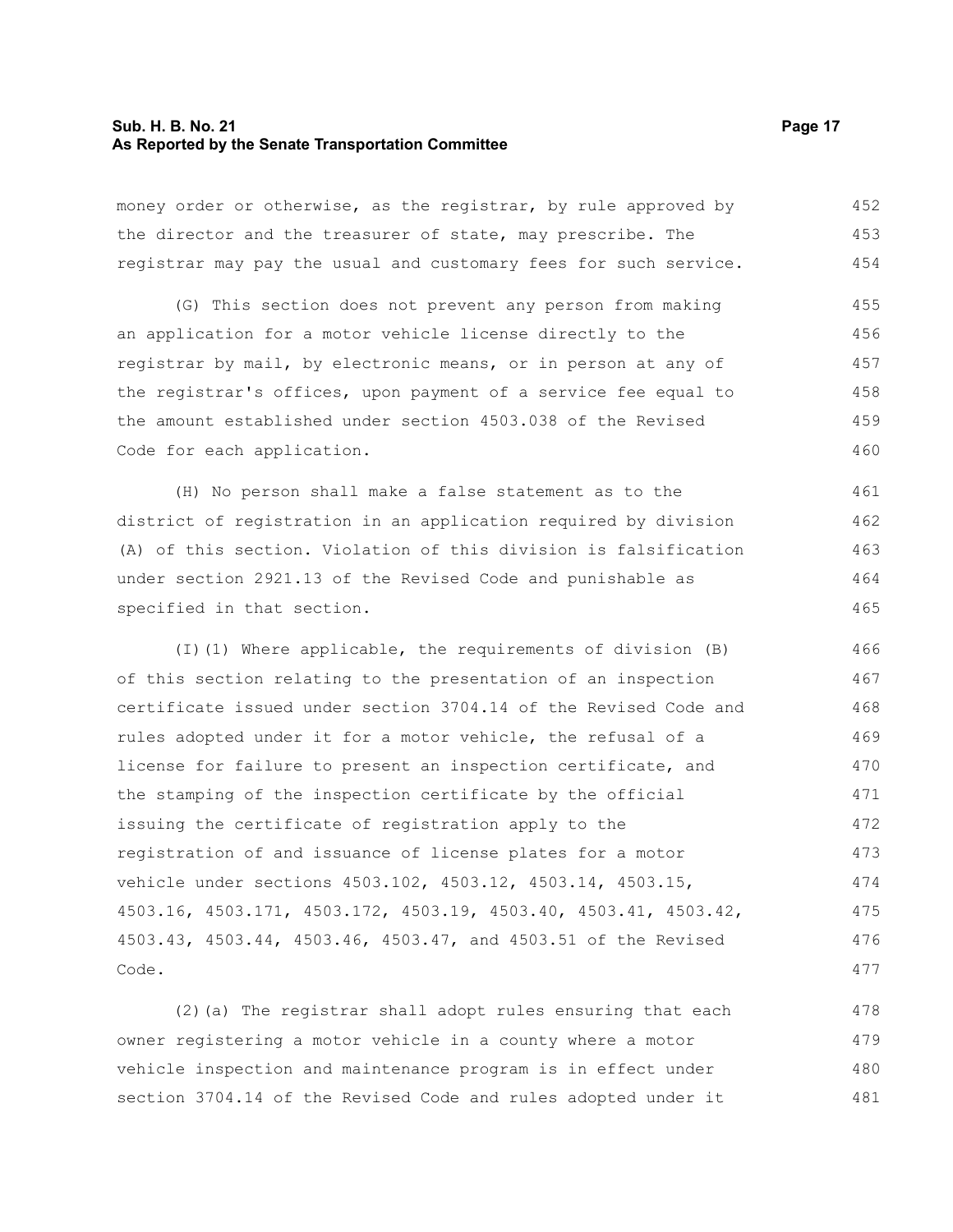money order or otherwise, as the registrar, by rule approved by the director and the treasurer of state, may prescribe. The registrar may pay the usual and customary fees for such service.

(G) This section does not prevent any person from making an application for a motor vehicle license directly to the registrar by mail, by electronic means, or in person at any of the registrar's offices, upon payment of a service fee equal to the amount established under section 4503.038 of the Revised Code for each application.

(H) No person shall make a false statement as to the district of registration in an application required by division (A) of this section. Violation of this division is falsification under section 2921.13 of the Revised Code and punishable as specified in that section.

(I)(1) Where applicable, the requirements of division (B) of this section relating to the presentation of an inspection certificate issued under section 3704.14 of the Revised Code and rules adopted under it for a motor vehicle, the refusal of a license for failure to present an inspection certificate, and the stamping of the inspection certificate by the official issuing the certificate of registration apply to the registration of and issuance of license plates for a motor vehicle under sections 4503.102, 4503.12, 4503.14, 4503.15, 4503.16, 4503.171, 4503.172, 4503.19, 4503.40, 4503.41, 4503.42, 4503.43, 4503.44, 4503.46, 4503.47, and 4503.51 of the Revised Code.

(2)(a) The registrar shall adopt rules ensuring that each owner registering a motor vehicle in a county where a motor vehicle inspection and maintenance program is in effect under section 3704.14 of the Revised Code and rules adopted under it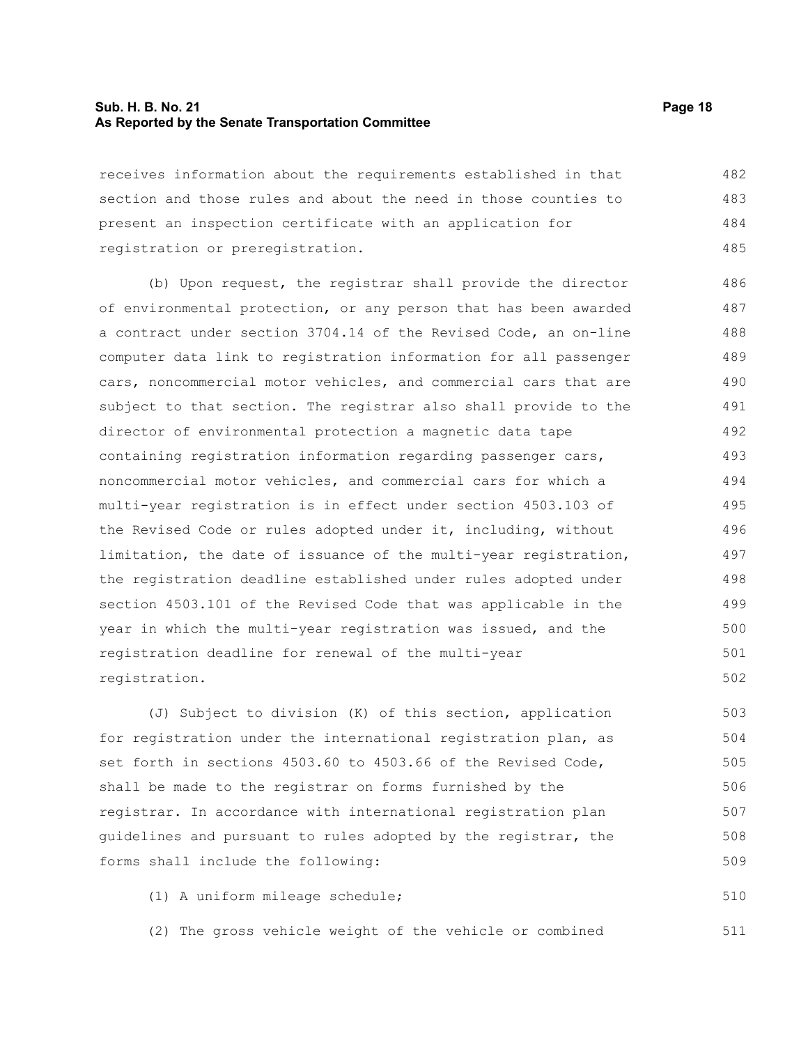receives information about the requirements established in that section and those rules and about the need in those counties to present an inspection certificate with an application for registration or preregistration.

(b) Upon request, the registrar shall provide the director of environmental protection, or any person that has been awarded a contract under section 3704.14 of the Revised Code, an on-line computer data link to registration information for all passenger cars, noncommercial motor vehicles, and commercial cars that are subject to that section. The registrar also shall provide to the director of environmental protection a magnetic data tape containing registration information regarding passenger cars, noncommercial motor vehicles, and commercial cars for which a multi-year registration is in effect under section 4503.103 of the Revised Code or rules adopted under it, including, without limitation, the date of issuance of the multi-year registration, the registration deadline established under rules adopted under section 4503.101 of the Revised Code that was applicable in the year in which the multi-year registration was issued, and the registration deadline for renewal of the multi-year registration.

(J) Subject to division (K) of this section, application for registration under the international registration plan, as set forth in sections 4503.60 to 4503.66 of the Revised Code, shall be made to the registrar on forms furnished by the registrar. In accordance with international registration plan guidelines and pursuant to rules adopted by the registrar, the forms shall include the following:

(1) A uniform mileage schedule;

(2) The gross vehicle weight of the vehicle or combined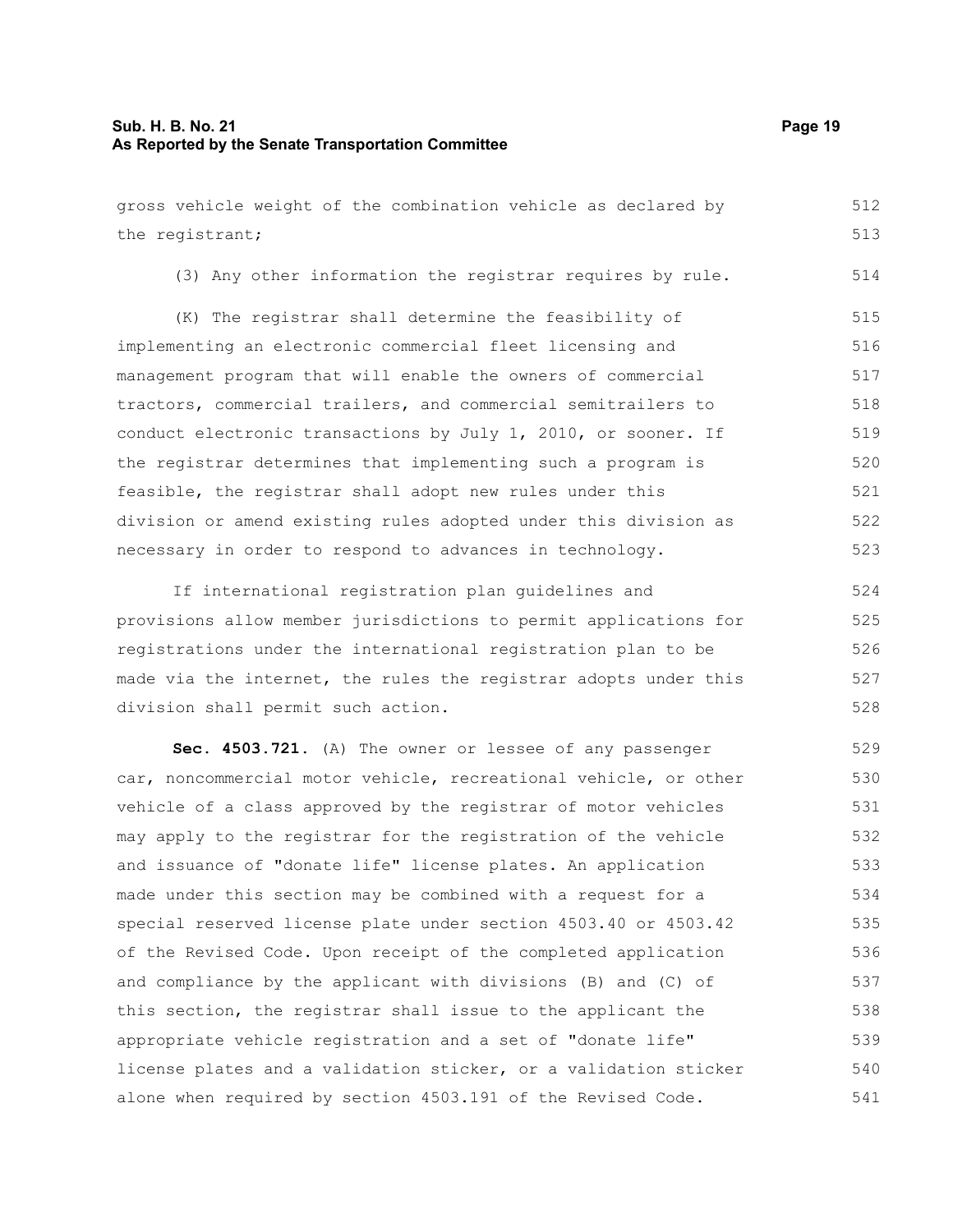gross vehicle weight of the combination vehicle as declared by the registrant;

(3) Any other information the registrar requires by rule.

(K) The registrar shall determine the feasibility of implementing an electronic commercial fleet licensing and management program that will enable the owners of commercial tractors, commercial trailers, and commercial semitrailers to conduct electronic transactions by July 1, 2010, or sooner. If the registrar determines that implementing such a program is feasible, the registrar shall adopt new rules under this division or amend existing rules adopted under this division as necessary in order to respond to advances in technology.

If international registration plan guidelines and provisions allow member jurisdictions to permit applications for registrations under the international registration plan to be made via the internet, the rules the registrar adopts under this division shall permit such action.

**Sec. 4503.721.** (A) The owner or lessee of any passenger car, noncommercial motor vehicle, recreational vehicle, or other vehicle of a class approved by the registrar of motor vehicles may apply to the registrar for the registration of the vehicle and issuance of "donate life" license plates. An application made under this section may be combined with a request for a special reserved license plate under section 4503.40 or 4503.42 of the Revised Code. Upon receipt of the completed application and compliance by the applicant with divisions (B) and (C) of this section, the registrar shall issue to the applicant the appropriate vehicle registration and a set of "donate life" license plates and a validation sticker, or a validation sticker alone when required by section 4503.191 of the Revised Code.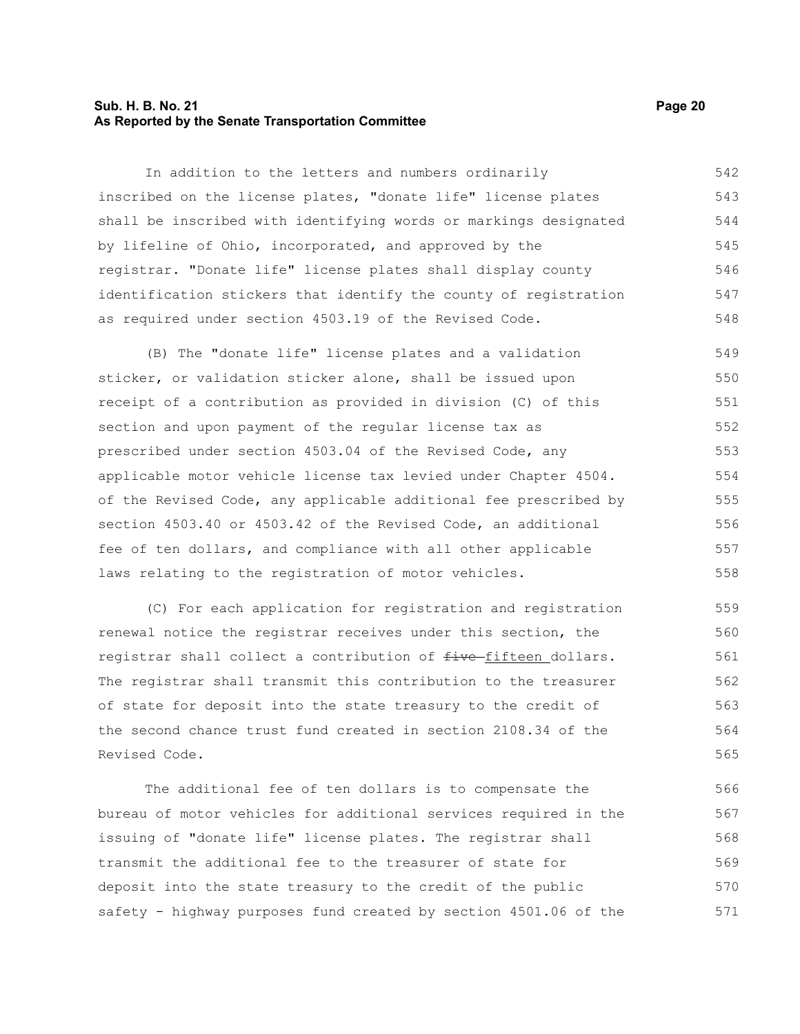In addition to the letters and numbers ordinarily inscribed on the license plates, "donate life" license plates shall be inscribed with identifying words or markings designated by lifeline of Ohio, incorporated, and approved by the registrar. "Donate life" license plates shall display county identification stickers that identify the county of registration as required under section 4503.19 of the Revised Code.

(B) The "donate life" license plates and a validation sticker, or validation sticker alone, shall be issued upon receipt of a contribution as provided in division (C) of this section and upon payment of the regular license tax as prescribed under section 4503.04 of the Revised Code, any applicable motor vehicle license tax levied under Chapter 4504. of the Revised Code, any applicable additional fee prescribed by section 4503.40 or 4503.42 of the Revised Code, an additional fee of ten dollars, and compliance with all other applicable laws relating to the registration of motor vehicles.

(C) For each application for registration and registration renewal notice the registrar receives under this section, the registrar shall collect a contribution of ~~five~~ fifteen dollars. The registrar shall transmit this contribution to the treasurer of state for deposit into the state treasury to the credit of the second chance trust fund created in section 2108.34 of the Revised Code.

The additional fee of ten dollars is to compensate the bureau of motor vehicles for additional services required in the issuing of "donate life" license plates. The registrar shall transmit the additional fee to the treasurer of state for deposit into the state treasury to the credit of the public safety - highway purposes fund created by section 4501.06 of the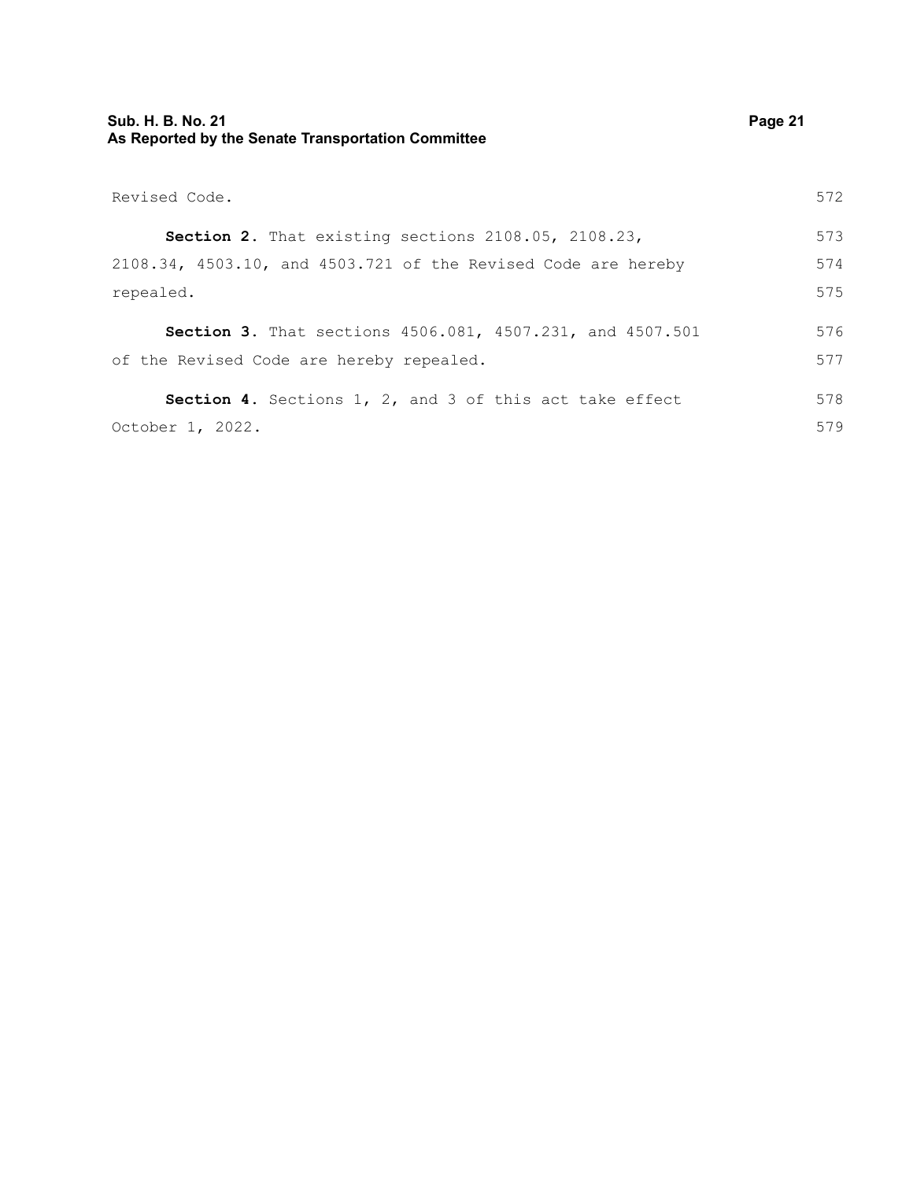Revised Code.

**Section 2.** That existing sections 2108.05, 2108.23, 2108.34, 4503.10, and 4503.721 of the Revised Code are hereby repealed.

**Section 3.** That sections 4506.081, 4507.231, and 4507.501 of the Revised Code are hereby repealed.

**Section 4.** Sections 1, 2, and 3 of this act take effect October 1, 2022.